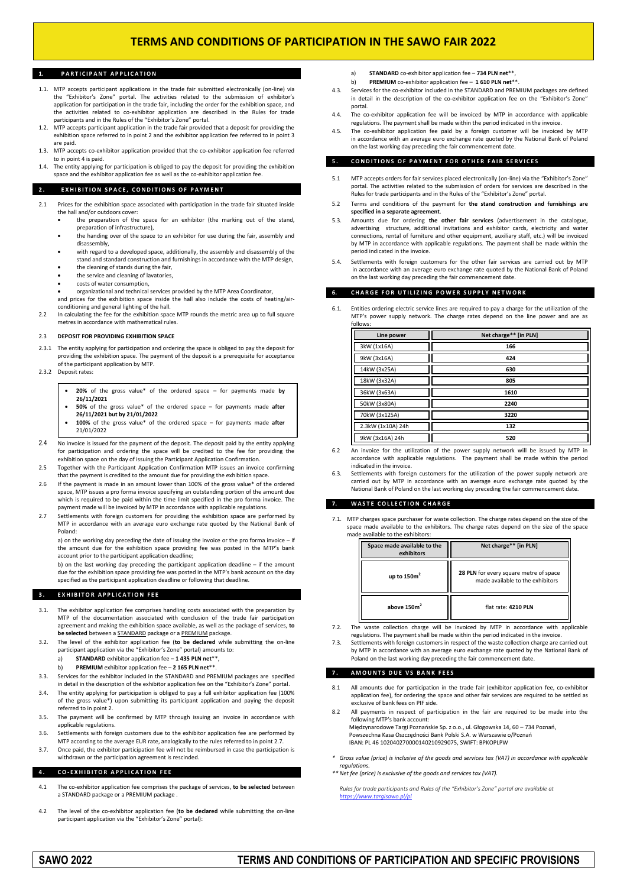# TERMS AND CONDITIONS OF PARTICIPATION IN THE SAWO FAIR 2022

## 1. PARTICIPANT APPLICATION

1.1. MTP accepts participant applications in the trade fair submitted electronically (on-line) via the "Exhibitor's Zone" portal. The activities related to the submission of exhibitor's application for participation in the trade fair, including the order for the exhibition space, and the activities related to co-exhibitor application are described in the Rules for trade participants and in the Rules of the "Exhibitor's Zone" portal.

1.2. MTP accepts participant application in the trade fair provided that a deposit for providing the exhibition space referred to in point 2 and the exhibitor application fee referred to in point 3 are paid.

1.3. MTP accepts co-exhibitor application provided that the co-exhibitor application fee referred to in point 4 is paid.

1.4. The entity applying for participation is obliged to pay the deposit for providing the exhibition space and the exhibitor application fee as well as the co-exhibitor application fee.

## 2. EXHIBITION SPACE, CONDITIONS OF PAYMENT

2.1 Prices for the exhibition space associated with participation in the trade fair situated inside the hall and/or outdoors cover:

- the preparation of the space for an exhibitor (the marking out of the stand, preparation of infrastructure),
- the handing over of the space to an exhibitor for use during the fair, assembly and disassembly,
- with regard to a developed space, additionally, the assembly and disassembly of the stand and standard construction and furnishings in accordance with the MTP design,
- the cleaning of stands during the fair,
- the service and cleaning of lavatories,
- costs of water consumption,
- organizational and technical services provided by the MTP Area Coordinator,

and prices for the exhibition space inside the hall also include the costs of heating/air-conditioning and general lighting of the hall.

2.2 In calculating the fee for the exhibition space MTP rounds the metric area up to full square metres in accordance with mathematical rules.

### 2.3 DEPOSIT FOR PROVIDING EXHIBITION SPACE

2.3.1 The entity applying for participation and ordering the space is obliged to pay the deposit for providing the exhibition space. The payment of the deposit is a prerequisite for acceptance of the participant application by MTP.

2.3.2 Deposit rates:

- **20%** of the gross value* of the ordered space – for payments made **by 26/11/2021**
- **50%** of the gross value* of the ordered space – for payments made **after 26/11/2021 but by 21/01/2022**
- **100%** of the gross value* of the ordered space – for payments made **after** 21/01/2022

2.4 No invoice is issued for the payment of the deposit. The deposit paid by the entity applying for participation and ordering the space will be credited to the fee for providing the exhibition space on the day of issuing the Participant Application Confirmation.

2.5 Together with the Participant Application Confirmation MTP issues an invoice confirming that the payment is credited to the amount due for providing the exhibition space.

2.6 If the payment is made in an amount lower than 100% of the gross value* of the ordered space, MTP issues a pro forma invoice specifying an outstanding portion of the amount due which is required to be paid within the time limit specified in the pro forma invoice. The payment made will be invoiced by MTP in accordance with applicable regulations.

2.7 Settlements with foreign customers for providing the exhibition space are performed by MTP in accordance with an average euro exchange rate quoted by the National Bank of Poland:

a) on the working day preceding the date of issuing the invoice or the pro forma invoice – if the amount due for the exhibition space providing fee was posted in the MTP's bank account prior to the participant application deadline;

b) on the last working day preceding the participant application deadline – if the amount due for the exhibition space providing fee was posted in the MTP's bank account on the day specified as the participant application deadline or following that deadline.

## 3. EXHIBITOR APPLICATION FEE

3.1. The exhibitor application fee comprises handling costs associated with the preparation by MTP of the documentation associated with conclusion of the trade fair participation agreement and making the exhibition space available, as well as the package of services, **to be selected** between a STANDARD package or a PREMIUM package.

3.2. The level of the exhibitor application fee (**to be declared** while submitting the on-line participant application via the "Exhibitor's Zone" portal) amounts to:

a) **STANDARD** exhibitor application fee – **1 435 PLN net****,

b) **PREMIUM** exhibitor application fee – **2 165 PLN net****.

3.3. Services for the exhibitor included in the STANDARD and PREMIUM packages are specified in detail in the description of the exhibitor application fee on the "Exhibitor's Zone" portal.

3.4. The entity applying for participation is obliged to pay a full exhibitor application fee (100% of the gross value*) upon submitting its participant application and paying the deposit referred to in point 2.

3.5. The payment will be confirmed by MTP through issuing an invoice in accordance with applicable regulations.

3.6. Settlements with foreign customers due to the exhibitor application fee are performed by MTP according to the average EUR rate, analogically to the rules referred to in point 2.7.

3.7. Once paid, the exhibitor participation fee will not be reimbursed in case the participation is withdrawn or the participation agreement is rescinded.

## 4. CO-EXHIBITOR APPLICATION FEE

4.1 The co-exhibitor application fee comprises the package of services, **to be selected** between a STANDARD package or a PREMIUM package .

4.2 The level of the co-exhibitor application fee (**to be declared** while submitting the on-line participant application via the "Exhibitor's Zone" portal):

a) **STANDARD** co-exhibitor application fee – **734 PLN net****,

b) **PREMIUM** co-exhibitor application fee – **1 610 PLN net****.

4.3. Services for the co-exhibitor included in the STANDARD and PREMIUM packages are defined in detail in the description of the co-exhibitor application fee on the "Exhibitor's Zone" portal.

4.4. The co-exhibitor application fee will be invoiced by MTP in accordance with applicable regulations. The payment shall be made within the period indicated in the invoice.

4.5. The co-exhibitor application fee paid by a foreign customer will be invoiced by MTP in accordance with an average euro exchange rate quoted by the National Bank of Poland on the last working day preceding the fair commencement date.

## 5. CONDITIONS OF PAYMENT FOR OTHER FAIR SERVICES

5.1 MTP accepts orders for fair services placed electronically (on-line) via the "Exhibitor's Zone" portal. The activities related to the submission of orders for services are described in the Rules for trade participants and in the Rules of the "Exhibitor's Zone" portal.

5.2 Terms and conditions of the payment for **the stand construction and furnishings are specified in a separate agreement**.

5.3. Amounts due for ordering **the other fair services** (advertisement in the catalogue, advertising structure, additional invitations and exhibitor cards, electricity and water connections, rental of furniture and other equipment, auxiliary staff, etc.) will be invoiced by MTP in accordance with applicable regulations. The payment shall be made within the period indicated in the invoice.

5.4. Settlements with foreign customers for the other fair services are carried out by MTP in accordance with an average euro exchange rate quoted by the National Bank of Poland on the last working day preceding the fair commencement date.

## 6. CHARGE FOR UTILIZING POWER SUPPLY NETWORK

6.1. Entities ordering electric service lines are required to pay a charge for the utilization of the MTP's power supply network. The charge rates depend on the line power and are as follows:

| Line power | Net charge** [in PLN] |
|---|---|
| 3kW (1x16A) | 166 |
| 9kW (3x16A) | 424 |
| 14kW (3x25A) | 630 |
| 18kW (3x32A) | 805 |
| 36kW (3x63A) | 1610 |
| 50kW (3x80A) | 2240 |
| 70kW (3x125A) | 3220 |
| 2.3kW (1x10A) 24h | 132 |
| 9kW (3x16A) 24h | 520 |

6.2 An invoice for the utilization of the power supply network will be issued by MTP in accordance with applicable regulations. The payment shall be made within the period indicated in the invoice.

6.3. Settlements with foreign customers for the utilization of the power supply network are carried out by MTP in accordance with an average euro exchange rate quoted by the National Bank of Poland on the last working day preceding the fair commencement date.

## 7. WASTE COLLECTION CHARGE

7.1. MTP charges space purchaser for waste collection. The charge rates depend on the size of the space made available to the exhibitors. The charge rates depend on the size of the space made available to the exhibitors:

| Space made available to the exhibitors | Net charge** [in PLN] |
|---|---|
| up to 150m$^2$ | **28 PLN** for every square metre of space made available to the exhibitors |
| above 150m$^2$ | flat rate: **4210 PLN** |

7.2. The waste collection charge will be invoiced by MTP in accordance with applicable regulations. The payment shall be made within the period indicated in the invoice.

7.3. Settlements with foreign customers in respect of the waste collection charge are carried out by MTP in accordance with an average euro exchange rate quoted by the National Bank of Poland on the last working day preceding the fair commencement date.

## 7. AMOUNTS DUE VS BANK FEES

8.1 All amounts due for participation in the trade fair (exhibitor application fee, co-exhibitor application fee), for ordering the space and other fair services are required to be settled as exclusive of bank fees on PIF side.

8.2 All payments in respect of participation in the fair are required to be made into the following MTP's bank account:
Międzynarodowe Targi Poznańskie Sp. z o.o., ul. Głogowska 14, 60 – 734 Poznań,
Powszechna Kasa Oszczędności Bank Polski S.A. w Warszawie o/Poznań
IBAN: PL 46 102040270000140210929075, SWIFT: BPKOPLPW

*\* Gross value (price) is inclusive of the goods and services tax (VAT) in accordance with applicable regulations.*

*\*\* Net fee (price) is exclusive of the goods and services tax (VAT).*

*Rules for trade participants and Rules of the "Exhibitor's Zone" portal are available at https://www.targisawo.pl/pl*

SAWO 2022 — TERMS AND CONDITIONS OF PARTICIPATION AND SPECIFIC PROVISIONS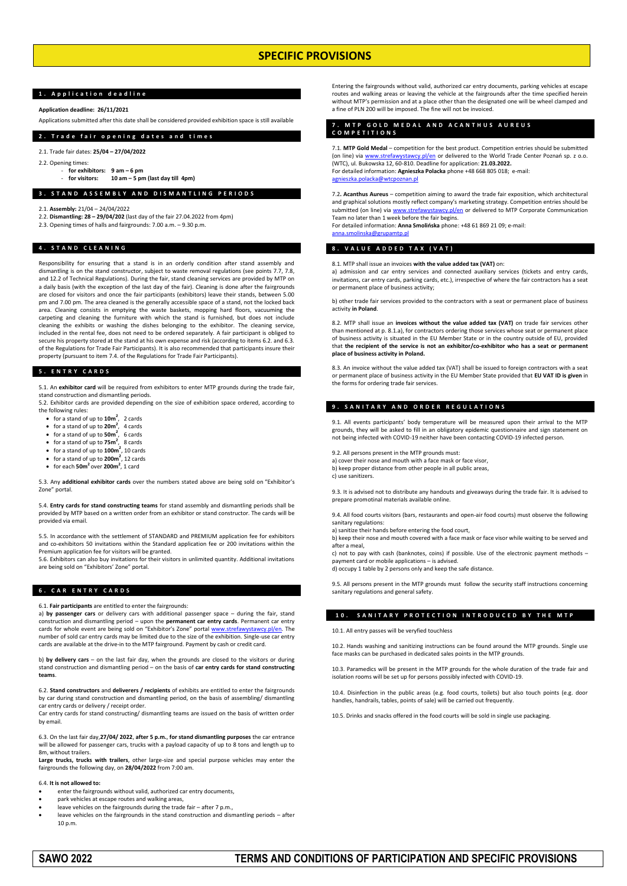# SPECIFIC PROVISIONS

## 1. Application deadline

**Application deadline: 26/11/2021**

Applications submitted after this date shall be considered provided exhibition space is still available

## 2. Trade fair opening dates and times

2.1. Trade fair dates: **25/04 – 27/04/2022**

2.2. Opening times:

- **for exhibitors: 9 am – 6 pm**
- **for visitors: 10 am – 5 pm (last day till 4pm)**

## 3. Stand assembly and dismantling periods

2.1. **Assembly:** 21/04 – 24/04/2022

2.2. **Dismantling: 28 – 29/04/202** (last day of the fair 27.04.2022 from 4pm)

2.3. Opening times of halls and fairgrounds: 7.00 a.m. – 9.30 p.m.

## 4. Stand cleaning

Responsibility for ensuring that a stand is in an orderly condition after stand assembly and dismantling is on the stand constructor, subject to waste removal regulations (see points 7.7, 7.8, and 12.2 of Technical Regulations). During the fair, stand cleaning services are provided by MTP on a daily basis (with the exception of the last day of the fair). Cleaning is done after the fairgrounds are closed for visitors and once the fair participants (exhibitors) leave their stands, between 5.00 pm and 7.00 pm. The area cleaned is the generally accessible space of a stand, not the locked back area. Cleaning consists in emptying the waste baskets, mopping hard floors, vacuuming the carpeting and cleaning the furniture with which the stand is furnished, but does not include cleaning the exhibits or washing the dishes belonging to the exhibitor. The cleaning service, included in the rental fee, does not need to be ordered separately. A fair participant is obliged to secure his property stored at the stand at his own expense and risk (according to items 6.2. and 6.3. of the Regulations for Trade Fair Participants). It is also recommended that participants insure their property (pursuant to item 7.4. of the Regulations for Trade Fair Participants).

## 5. Entry cards

5.1. An **exhibitor card** will be required from exhibitors to enter MTP grounds during the trade fair, stand construction and dismantling periods.

5.2. Exhibitor cards are provided depending on the size of exhibition space ordered, according to the following rules:

- for a stand of up to **10m²**, 2 cards
- for a stand of up to **20m²**, 4 cards
- for a stand of up to **50m²**, 6 cards
- for a stand of up to **75m²**, 8 cards
- for a stand of up to **100m²**, 10 cards
- for a stand of up to **200m²**, 12 cards
- for each **50m²** over **200m²**, 1 card

5.3. Any **additional exhibitor cards** over the numbers stated above are being sold on "Exhibitor's Zone" portal.

5.4. **Entry cards for stand constructing teams** for stand assembly and dismantling periods shall be provided by MTP based on a written order from an exhibitor or stand constructor. The cards will be provided via email.

5.5. In accordance with the settlement of STANDARD and PREMIUM application fee for exhibitors and co-exhibitors 50 invitations within the Standard application fee or 200 invitations within the Premium application fee for visitors will be granted.

5.6. Exhibitors can also buy invitations for their visitors in unlimited quantity. Additional invitations are being sold on "Exhibitors' Zone" portal.

## 6. Car entry cards

6.1. **Fair participants** are entitled to enter the fairgrounds:

a) **by passenger cars** or delivery cars with additional passenger space – during the fair, stand construction and dismantling period – upon the **permanent car entry cards**. Permanent car entry cards for whole event are being sold on "Exhibitor's Zone" portal www.strefawystawcy.pl/en. The number of sold car entry cards may be limited due to the size of the exhibition. Single-use car entry cards are available at the drive-in to the MTP fairground. Payment by cash or credit card.

b) **by delivery cars** – on the last fair day, when the grounds are closed to the visitors or during stand construction and dismantling period – on the basis of **car entry cards for stand constructing teams**.

6.2. **Stand constructors** and **deliverers / recipients** of exhibits are entitled to enter the fairgrounds by car during stand construction and dismantling period, on the basis of assembling/ dismantling car entry cards or delivery / receipt order.

Car entry cards for stand constructing/ dismantling teams are issued on the basis of written order by email.

6.3. On the last fair day,**27/04/ 2022**, **after 5 p.m.**, **for stand dismantling purposes** the car entrance will be allowed for passenger cars, trucks with a payload capacity of up to 8 tons and length up to 8m, without trailers.

**Large trucks, trucks with trailers**, other large-size and special purpose vehicles may enter the fairgrounds the following day, on **28/04/2022** from 7:00 am.

6.4. **It is not allowed to:**

- enter the fairgrounds without valid, authorized car entry documents,
- park vehicles at escape routes and walking areas,
- leave vehicles on the fairgrounds during the trade fair – after 7 p.m.,
- leave vehicles on the fairgrounds in the stand construction and dismantling periods – after 10 p.m.

Entering the fairgrounds without valid, authorized car entry documents, parking vehicles at escape routes and walking areas or leaving the vehicle at the fairgrounds after the time specified herein without MTP's permission and at a place other than the designated one will be wheel clamped and a fine of PLN 200 will be imposed. The fine will not be invoiced.

## 7. MTP Gold Medal and Acanthus Aureus competitions

7.1. **MTP Gold Medal** – competition for the best product. Competition entries should be submitted (on line) via www.strefawystawcy.pl/en or delivered to the World Trade Center Poznań sp. z o.o. (WTC), ul. Bukowska 12, 60-810. Deadline for application: **21.03.2022.**

For detailed information: **Agnieszka Polacka** phone +48 668 805 018; e-mail: agnieszka.polacka@wtcpoznan.pl

7.2**. Acanthus Aureus** – competition aiming to award the trade fair exposition, which architectural and graphical solutions mostly reflect company's marketing strategy. Competition entries should be submitted (on line) via www.strefawystawcy.pl/en or delivered to MTP Corporate Communication Team no later than 1 week before the fair begins.

For detailed information: **Anna Smolińska** phone: +48 61 869 21 09; e-mail: anna.smolinska@grupamtp.pl

## 8. Value added tax (VAT)

8.1. MTP shall issue an invoices **with the value added tax (VAT)** on:

a) admission and car entry services and connected auxiliary services (tickets and entry cards, invitations, car entry cards, parking cards, etc.), irrespective of where the fair contractors has a seat or permanent place of business activity;

b) other trade fair services provided to the contractors with a seat or permanent place of business activity **in Poland**.

8.2. MTP shall issue an **invoices without the value added tax (VAT)** on trade fair services other than mentioned at p. 8.1.a), for contractors ordering those services whose seat or permanent place of business activity is situated in the EU Member State or in the country outside of EU, provided that **the recipient of the service is not an exhibitor/co-exhibitor who has a seat or permanent place of business activity in Poland.**

8.3. An invoice without the value added tax (VAT) shall be issued to foreign contractors with a seat or permanent place of business activity in the EU Member State provided that **EU VAT ID is given** in the forms for ordering trade fair services.

## 9. Sanitary and order regulations

9.1. All events participants' body temperature will be measured upon their arrival to the MTP grounds, they will be asked to fill in an obligatory epidemic questionnaire and sign statement on not being infected with COVID-19 neither have been contacting COVID-19 infected person.

9.2. All persons present in the MTP grounds must:

a) cover their nose and mouth with a face mask or face visor,

b) keep proper distance from other people in all public areas,

c) use sanitizers.

9.3. It is advised not to distribute any handouts and giveaways during the trade fair. It is advised to prepare promotional materials available online.

9.4. All food courts visitors (bars, restaurants and open-air food courts) must observe the following sanitary regulations:

a) sanitize their hands before entering the food court,

b) keep their nose and mouth covered with a face mask or face visor while waiting to be served and after a meal,

c) not to pay with cash (banknotes, coins) if possible. Use of the electronic payment methods – payment card or mobile applications – is advised.

d) occupy 1 table by 2 persons only and keep the safe distance.

9.5. All persons present in the MTP grounds must follow the security staff instructions concerning sanitary regulations and general safety.

## 10. Sanitary protection introduced by the MTP

10.1. All entry passes will be veryfied touchless

10.2. Hands washing and sanitizing instructions can be found around the MTP grounds. Single use face masks can be purchased in dedicated sales points in the MTP grounds.

10.3. Paramedics will be present in the MTP grounds for the whole duration of the trade fair and isolation rooms will be set up for persons possibly infected with COVID-19.

10.4. Disinfection in the public areas (e.g. food courts, toilets) but also touch points (e.g. door handles, handrails, tables, points of sale) will be carried out frequently.

10.5. Drinks and snacks offered in the food courts will be sold in single use packaging.